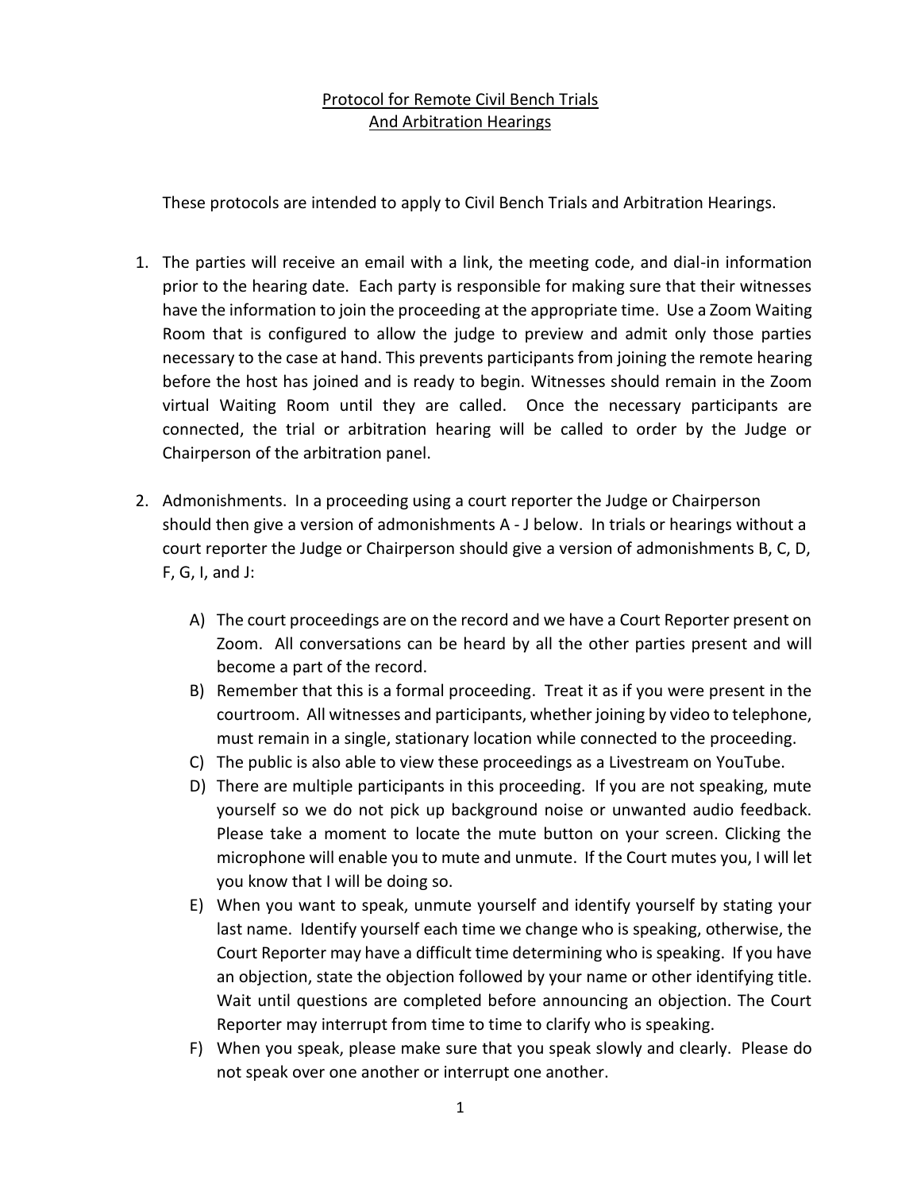# Protocol for Remote Civil Bench Trials And Arbitration Hearings

These protocols are intended to apply to Civil Bench Trials and Arbitration Hearings.

1. The parties will receive an email with a link, the meeting code, and dial-in information prior to the hearing date. Each party is responsible for making sure that their witnesses have the information to join the proceeding at the appropriate time. Use a Zoom Waiting Room that is configured to allow the judge to preview and admit only those parties necessary to the case at hand. This prevents participants from joining the remote hearing before the host has joined and is ready to begin. Witnesses should remain in the Zoom virtual Waiting Room until they are called. Once the necessary participants are connected, the trial or arbitration hearing will be called to order by the Judge or Chairperson of the arbitration panel.

2. Admonishments. In a proceeding using a court reporter the Judge or Chairperson should then give a version of admonishments A - J below. In trials or hearings without a court reporter the Judge or Chairperson should give a version of admonishments B, C, D, F, G, I, and J:

   A) The court proceedings are on the record and we have a Court Reporter present on Zoom. All conversations can be heard by all the other parties present and will become a part of the record.
   B) Remember that this is a formal proceeding. Treat it as if you were present in the courtroom. All witnesses and participants, whether joining by video to telephone, must remain in a single, stationary location while connected to the proceeding.
   C) The public is also able to view these proceedings as a Livestream on YouTube.
   D) There are multiple participants in this proceeding. If you are not speaking, mute yourself so we do not pick up background noise or unwanted audio feedback. Please take a moment to locate the mute button on your screen. Clicking the microphone will enable you to mute and unmute. If the Court mutes you, I will let you know that I will be doing so.
   E) When you want to speak, unmute yourself and identify yourself by stating your last name. Identify yourself each time we change who is speaking, otherwise, the Court Reporter may have a difficult time determining who is speaking. If you have an objection, state the objection followed by your name or other identifying title. Wait until questions are completed before announcing an objection. The Court Reporter may interrupt from time to time to clarify who is speaking.
   F) When you speak, please make sure that you speak slowly and clearly. Please do not speak over one another or interrupt one another.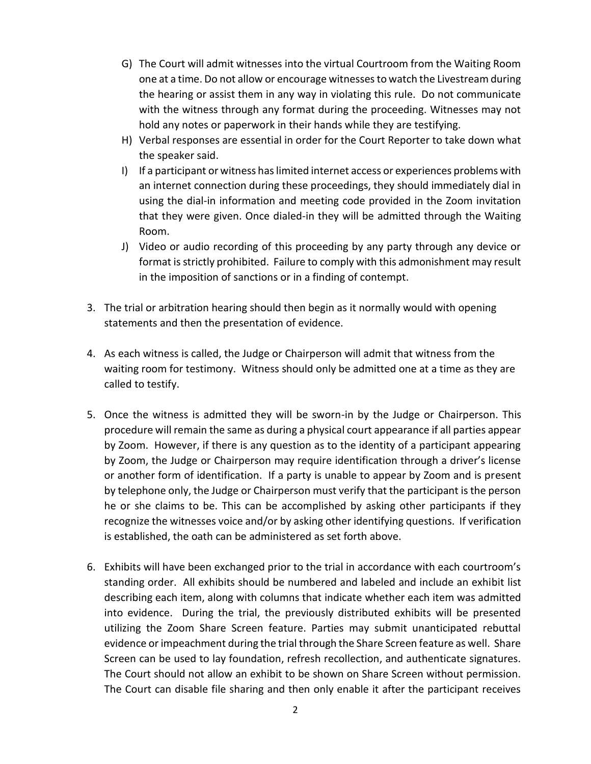G) The Court will admit witnesses into the virtual Courtroom from the Waiting Room one at a time. Do not allow or encourage witnesses to watch the Livestream during the hearing or assist them in any way in violating this rule. Do not communicate with the witness through any format during the proceeding. Witnesses may not hold any notes or paperwork in their hands while they are testifying.

H) Verbal responses are essential in order for the Court Reporter to take down what the speaker said.

I) If a participant or witness has limited internet access or experiences problems with an internet connection during these proceedings, they should immediately dial in using the dial-in information and meeting code provided in the Zoom invitation that they were given. Once dialed-in they will be admitted through the Waiting Room.

J) Video or audio recording of this proceeding by any party through any device or format is strictly prohibited. Failure to comply with this admonishment may result in the imposition of sanctions or in a finding of contempt.

3. The trial or arbitration hearing should then begin as it normally would with opening statements and then the presentation of evidence.

4. As each witness is called, the Judge or Chairperson will admit that witness from the waiting room for testimony. Witness should only be admitted one at a time as they are called to testify.

5. Once the witness is admitted they will be sworn-in by the Judge or Chairperson. This procedure will remain the same as during a physical court appearance if all parties appear by Zoom. However, if there is any question as to the identity of a participant appearing by Zoom, the Judge or Chairperson may require identification through a driver's license or another form of identification. If a party is unable to appear by Zoom and is present by telephone only, the Judge or Chairperson must verify that the participant is the person he or she claims to be. This can be accomplished by asking other participants if they recognize the witnesses voice and/or by asking other identifying questions. If verification is established, the oath can be administered as set forth above.

6. Exhibits will have been exchanged prior to the trial in accordance with each courtroom's standing order. All exhibits should be numbered and labeled and include an exhibit list describing each item, along with columns that indicate whether each item was admitted into evidence. During the trial, the previously distributed exhibits will be presented utilizing the Zoom Share Screen feature. Parties may submit unanticipated rebuttal evidence or impeachment during the trial through the Share Screen feature as well. Share Screen can be used to lay foundation, refresh recollection, and authenticate signatures. The Court should not allow an exhibit to be shown on Share Screen without permission. The Court can disable file sharing and then only enable it after the participant receives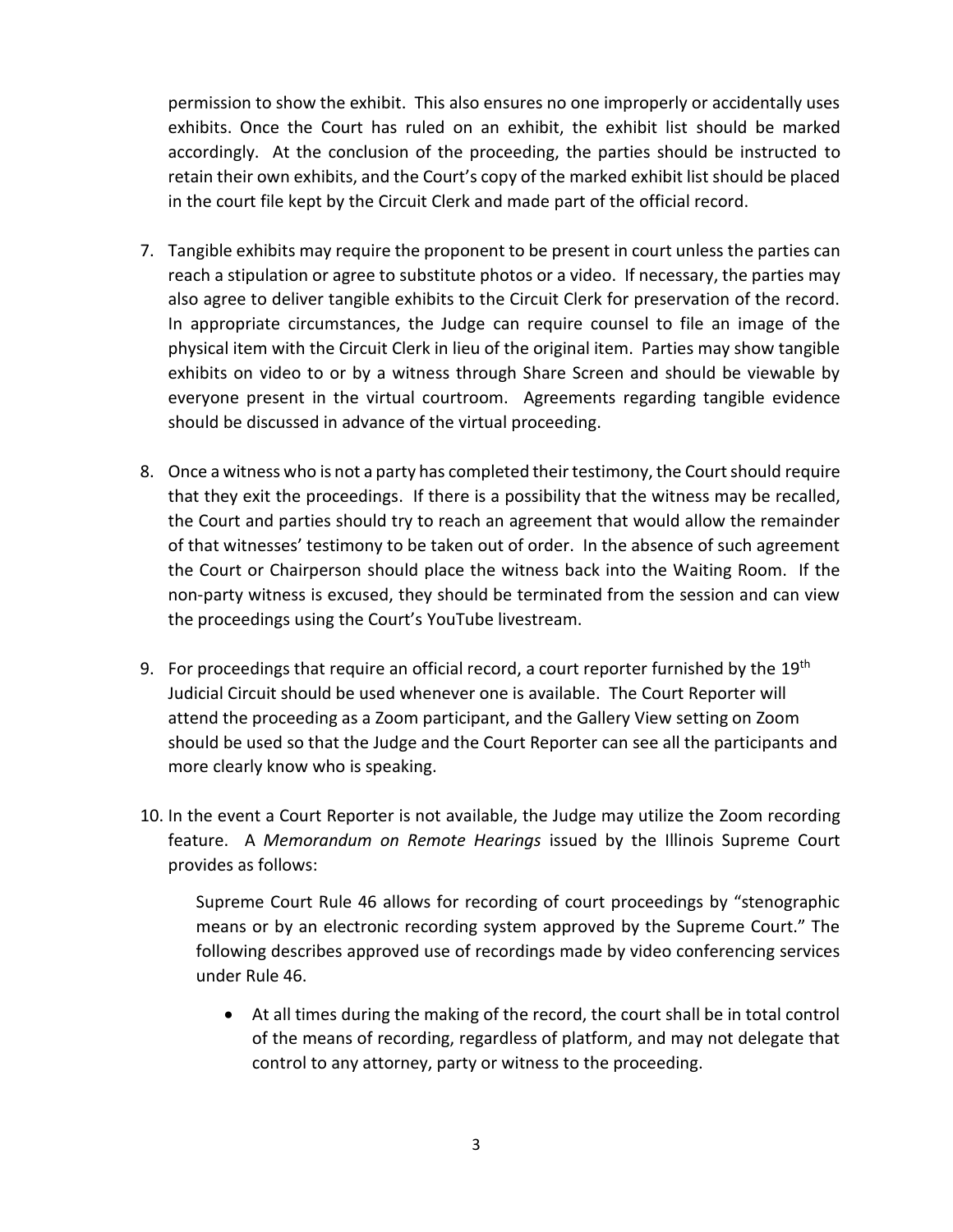permission to show the exhibit. This also ensures no one improperly or accidentally uses exhibits. Once the Court has ruled on an exhibit, the exhibit list should be marked accordingly. At the conclusion of the proceeding, the parties should be instructed to retain their own exhibits, and the Court's copy of the marked exhibit list should be placed in the court file kept by the Circuit Clerk and made part of the official record.

7. Tangible exhibits may require the proponent to be present in court unless the parties can reach a stipulation or agree to substitute photos or a video. If necessary, the parties may also agree to deliver tangible exhibits to the Circuit Clerk for preservation of the record. In appropriate circumstances, the Judge can require counsel to file an image of the physical item with the Circuit Clerk in lieu of the original item. Parties may show tangible exhibits on video to or by a witness through Share Screen and should be viewable by everyone present in the virtual courtroom. Agreements regarding tangible evidence should be discussed in advance of the virtual proceeding.

8. Once a witness who is not a party has completed their testimony, the Court should require that they exit the proceedings. If there is a possibility that the witness may be recalled, the Court and parties should try to reach an agreement that would allow the remainder of that witnesses' testimony to be taken out of order. In the absence of such agreement the Court or Chairperson should place the witness back into the Waiting Room. If the non-party witness is excused, they should be terminated from the session and can view the proceedings using the Court's YouTube livestream.

9. For proceedings that require an official record, a court reporter furnished by the 19th Judicial Circuit should be used whenever one is available. The Court Reporter will attend the proceeding as a Zoom participant, and the Gallery View setting on Zoom should be used so that the Judge and the Court Reporter can see all the participants and more clearly know who is speaking.

10. In the event a Court Reporter is not available, the Judge may utilize the Zoom recording feature. A *Memorandum on Remote Hearings* issued by the Illinois Supreme Court provides as follows:

    Supreme Court Rule 46 allows for recording of court proceedings by "stenographic means or by an electronic recording system approved by the Supreme Court." The following describes approved use of recordings made by video conferencing services under Rule 46.

    - At all times during the making of the record, the court shall be in total control of the means of recording, regardless of platform, and may not delegate that control to any attorney, party or witness to the proceeding.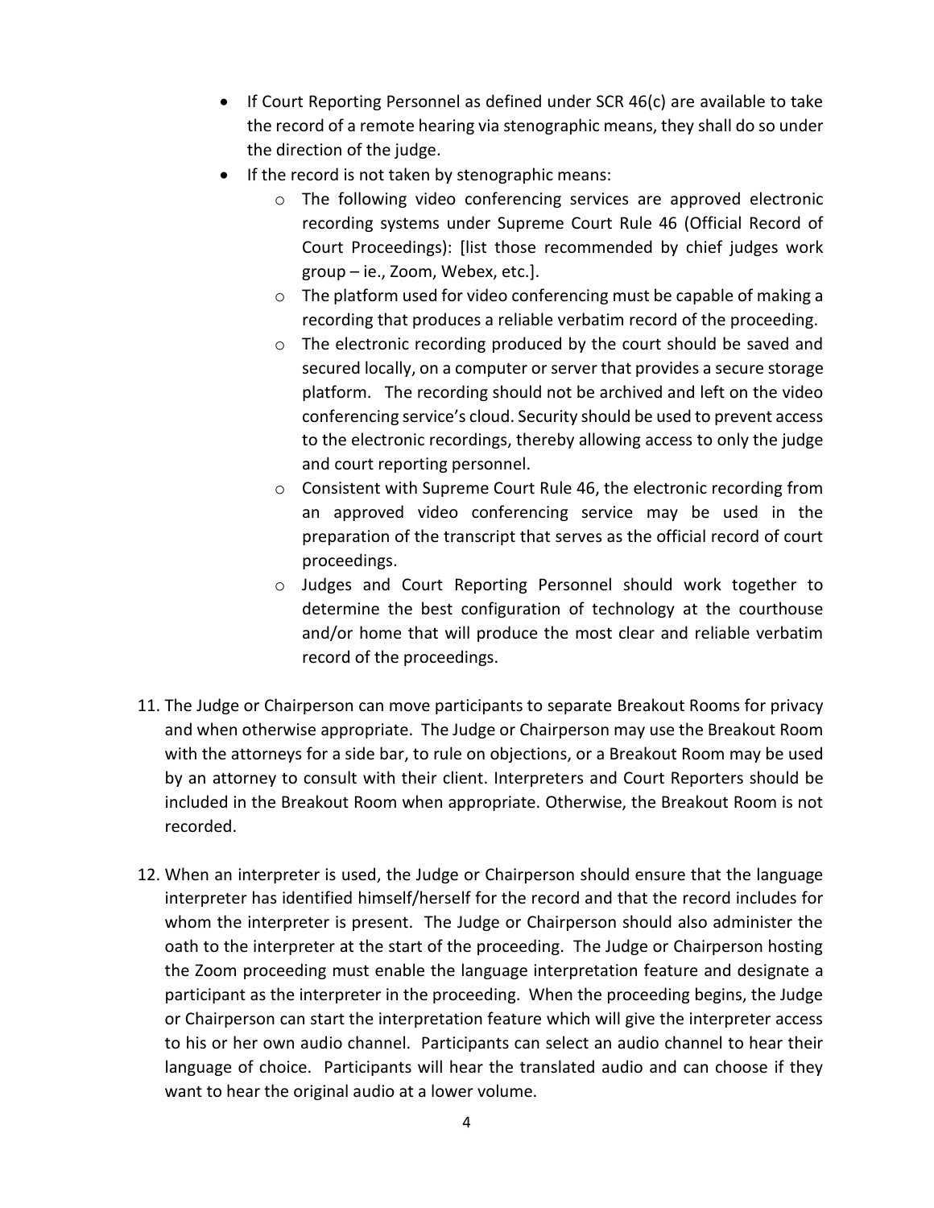- If Court Reporting Personnel as defined under SCR 46(c) are available to take the record of a remote hearing via stenographic means, they shall do so under the direction of the judge.
- If the record is not taken by stenographic means:
  - The following video conferencing services are approved electronic recording systems under Supreme Court Rule 46 (Official Record of Court Proceedings): [list those recommended by chief judges work group – ie., Zoom, Webex, etc.].
  - The platform used for video conferencing must be capable of making a recording that produces a reliable verbatim record of the proceeding.
  - The electronic recording produced by the court should be saved and secured locally, on a computer or server that provides a secure storage platform. The recording should not be archived and left on the video conferencing service's cloud. Security should be used to prevent access to the electronic recordings, thereby allowing access to only the judge and court reporting personnel.
  - Consistent with Supreme Court Rule 46, the electronic recording from an approved video conferencing service may be used in the preparation of the transcript that serves as the official record of court proceedings.
  - Judges and Court Reporting Personnel should work together to determine the best configuration of technology at the courthouse and/or home that will produce the most clear and reliable verbatim record of the proceedings.

11. The Judge or Chairperson can move participants to separate Breakout Rooms for privacy and when otherwise appropriate. The Judge or Chairperson may use the Breakout Room with the attorneys for a side bar, to rule on objections, or a Breakout Room may be used by an attorney to consult with their client. Interpreters and Court Reporters should be included in the Breakout Room when appropriate. Otherwise, the Breakout Room is not recorded.

12. When an interpreter is used, the Judge or Chairperson should ensure that the language interpreter has identified himself/herself for the record and that the record includes for whom the interpreter is present. The Judge or Chairperson should also administer the oath to the interpreter at the start of the proceeding. The Judge or Chairperson hosting the Zoom proceeding must enable the language interpretation feature and designate a participant as the interpreter in the proceeding. When the proceeding begins, the Judge or Chairperson can start the interpretation feature which will give the interpreter access to his or her own audio channel. Participants can select an audio channel to hear their language of choice. Participants will hear the translated audio and can choose if they want to hear the original audio at a lower volume.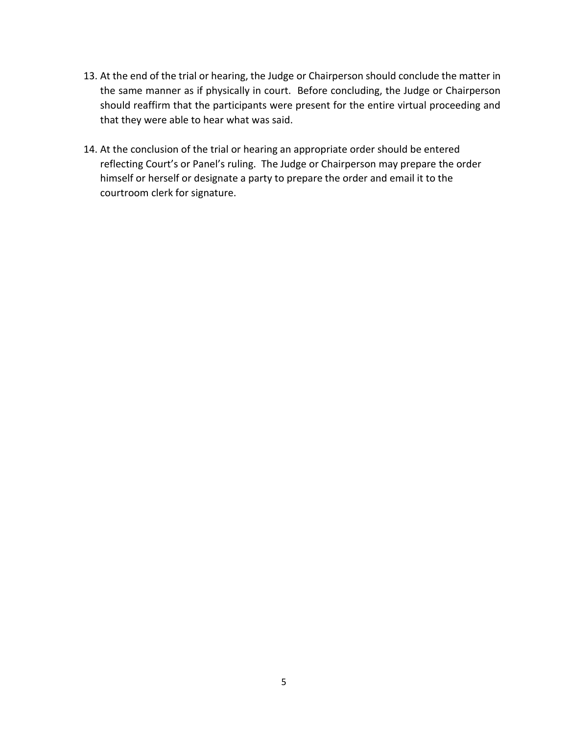13. At the end of the trial or hearing, the Judge or Chairperson should conclude the matter in the same manner as if physically in court. Before concluding, the Judge or Chairperson should reaffirm that the participants were present for the entire virtual proceeding and that they were able to hear what was said.

14. At the conclusion of the trial or hearing an appropriate order should be entered reflecting Court's or Panel's ruling. The Judge or Chairperson may prepare the order himself or herself or designate a party to prepare the order and email it to the courtroom clerk for signature.